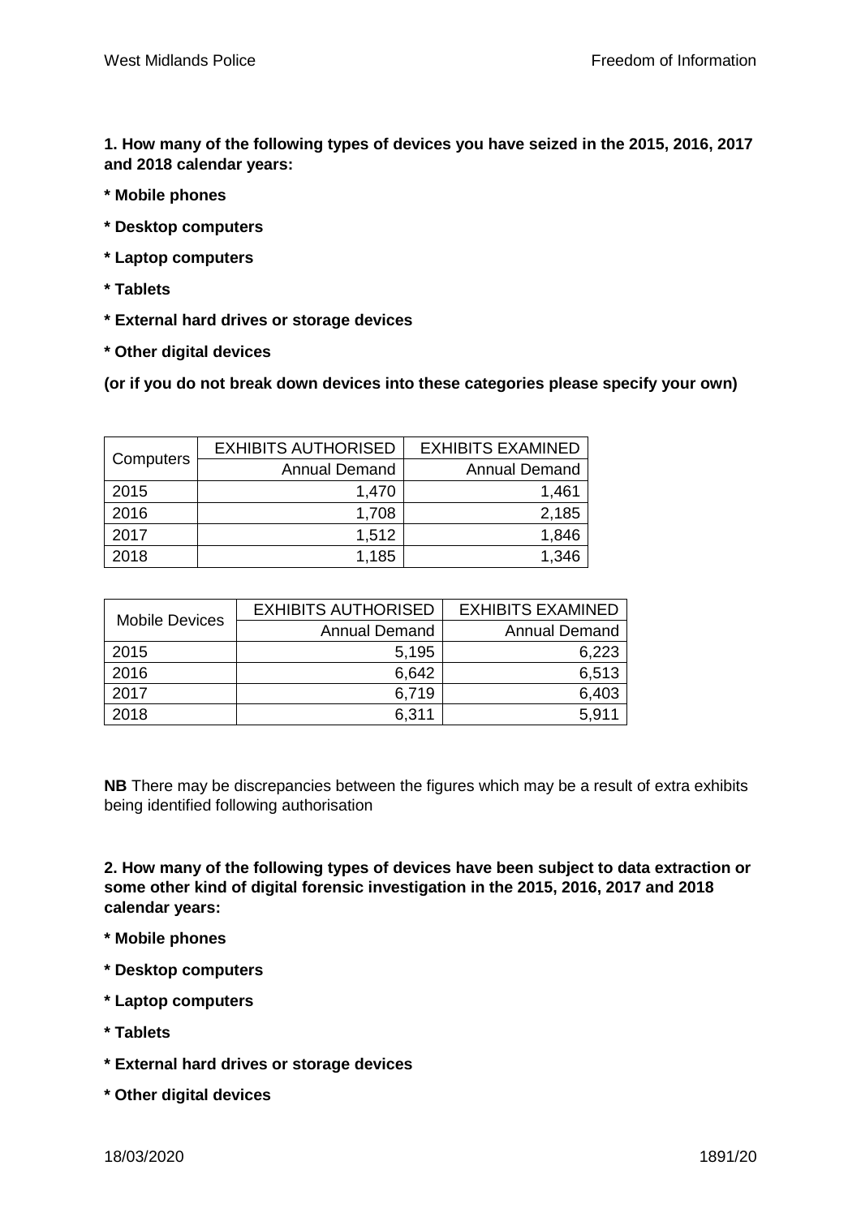**1. How many of the following types of devices you have seized in the 2015, 2016, 2017 and 2018 calendar years:**

**\* Mobile phones**

**\* Desktop computers**

**\* Laptop computers**

**\* Tablets**

**\* External hard drives or storage devices**

**\* Other digital devices**

**(or if you do not break down devices into these categories please specify your own)**

| Computers | EXHIBITS AUTHORISED | EXHIBITS EXAMINED |
|---|---|---|
| | Annual Demand | Annual Demand |
| 2015 | 1,470 | 1,461 |
| 2016 | 1,708 | 2,185 |
| 2017 | 1,512 | 1,846 |
| 2018 | 1,185 | 1,346 |

| Mobile Devices | EXHIBITS AUTHORISED | EXHIBITS EXAMINED |
|---|---|---|
| | Annual Demand | Annual Demand |
| 2015 | 5,195 | 6,223 |
| 2016 | 6,642 | 6,513 |
| 2017 | 6,719 | 6,403 |
| 2018 | 6,311 | 5,911 |

**NB** There may be discrepancies between the figures which may be a result of extra exhibits being identified following authorisation

**2. How many of the following types of devices have been subject to data extraction or some other kind of digital forensic investigation in the 2015, 2016, 2017 and 2018 calendar years:**

**\* Mobile phones**

**\* Desktop computers**

**\* Laptop computers**

**\* Tablets**

**\* External hard drives or storage devices**

**\* Other digital devices**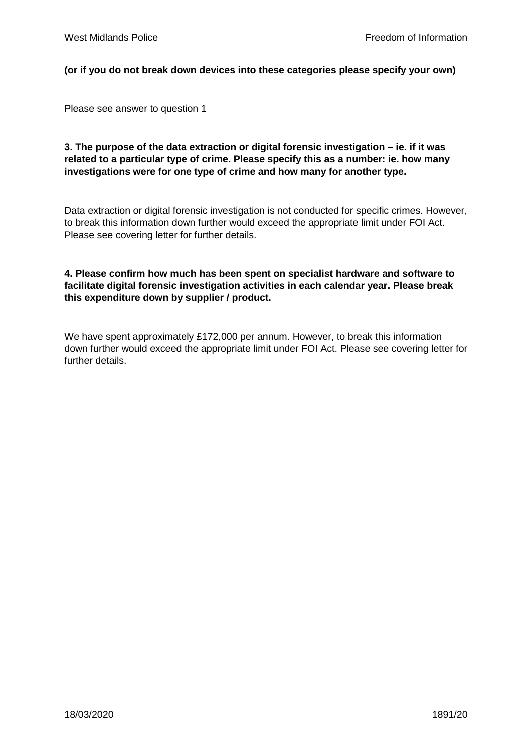**(or if you do not break down devices into these categories please specify your own)**

Please see answer to question 1

**3. The purpose of the data extraction or digital forensic investigation – ie. if it was related to a particular type of crime. Please specify this as a number: ie. how many investigations were for one type of crime and how many for another type.**

Data extraction or digital forensic investigation is not conducted for specific crimes. However, to break this information down further would exceed the appropriate limit under FOI Act. Please see covering letter for further details.

**4. Please confirm how much has been spent on specialist hardware and software to facilitate digital forensic investigation activities in each calendar year. Please break this expenditure down by supplier / product.**

We have spent approximately £172,000 per annum. However, to break this information down further would exceed the appropriate limit under FOI Act. Please see covering letter for further details.